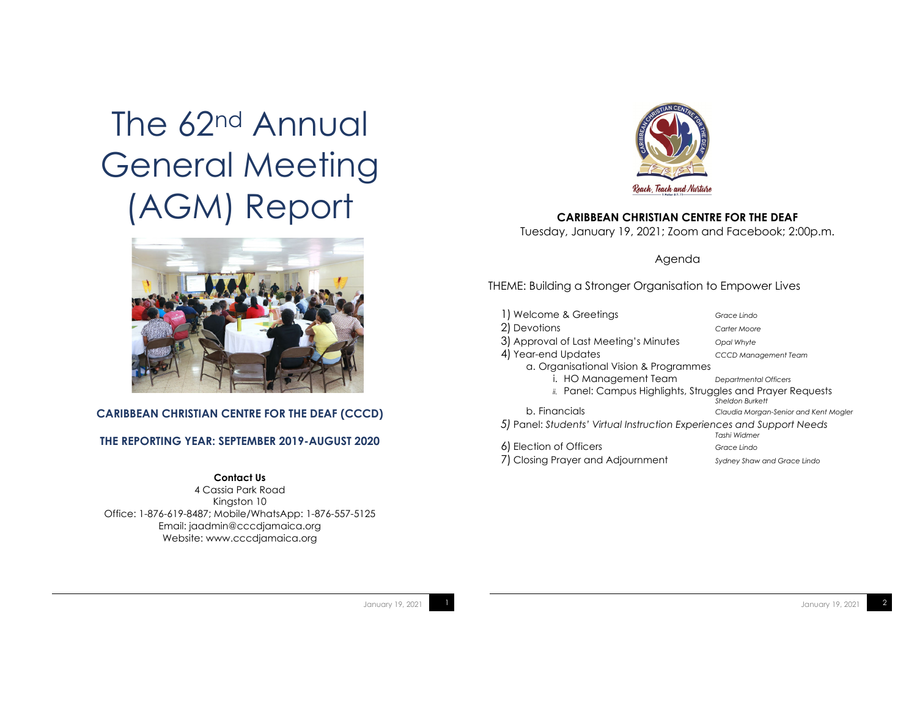# The 62nd Annual General Meeting (AGM) Report

**CARIBBEAN CHRISTIAN CENTRE FOR THE DEAF (CCCD)**

**THE REPORTING YEAR: SEPTEMBER 2019-AUGUST 2020**

**Contact Us**
4 Cassia Park Road
Kingston 10
Office: 1-876-619-8487; Mobile/WhatsApp: 1-876-557-5125
Email: jaadmin@cccdjamaica.org
Website: www.cccdjamaica.org

Reach, Teach and Nurture

**CARIBBEAN CHRISTIAN CENTRE FOR THE DEAF**
Tuesday, January 19, 2021; Zoom and Facebook; 2:00p.m.

Agenda

THEME: Building a Stronger Organisation to Empower Lives

1) Welcome & Greetings — *Grace Lindo*
2) Devotions — *Carter Moore*
3) Approval of Last Meeting's Minutes — *Opal Whyte*
4) Year-end Updates — *CCCD Management Team*
   a. Organisational Vision & Programmes
      i. HO Management Team — *Departmental Officers*
      ii. Panel: Campus Highlights, Struggles and Prayer Requests — *Sheldon Burkett*
   b. Financials — *Claudia Morgan-Senior and Kent Mogler*
5) Panel: *Students' Virtual Instruction Experiences and Support Needs* — *Tashi Widmer*
6) Election of Officers — *Grace Lindo*
7) Closing Prayer and Adjournment — *Sydney Shaw and Grace Lindo*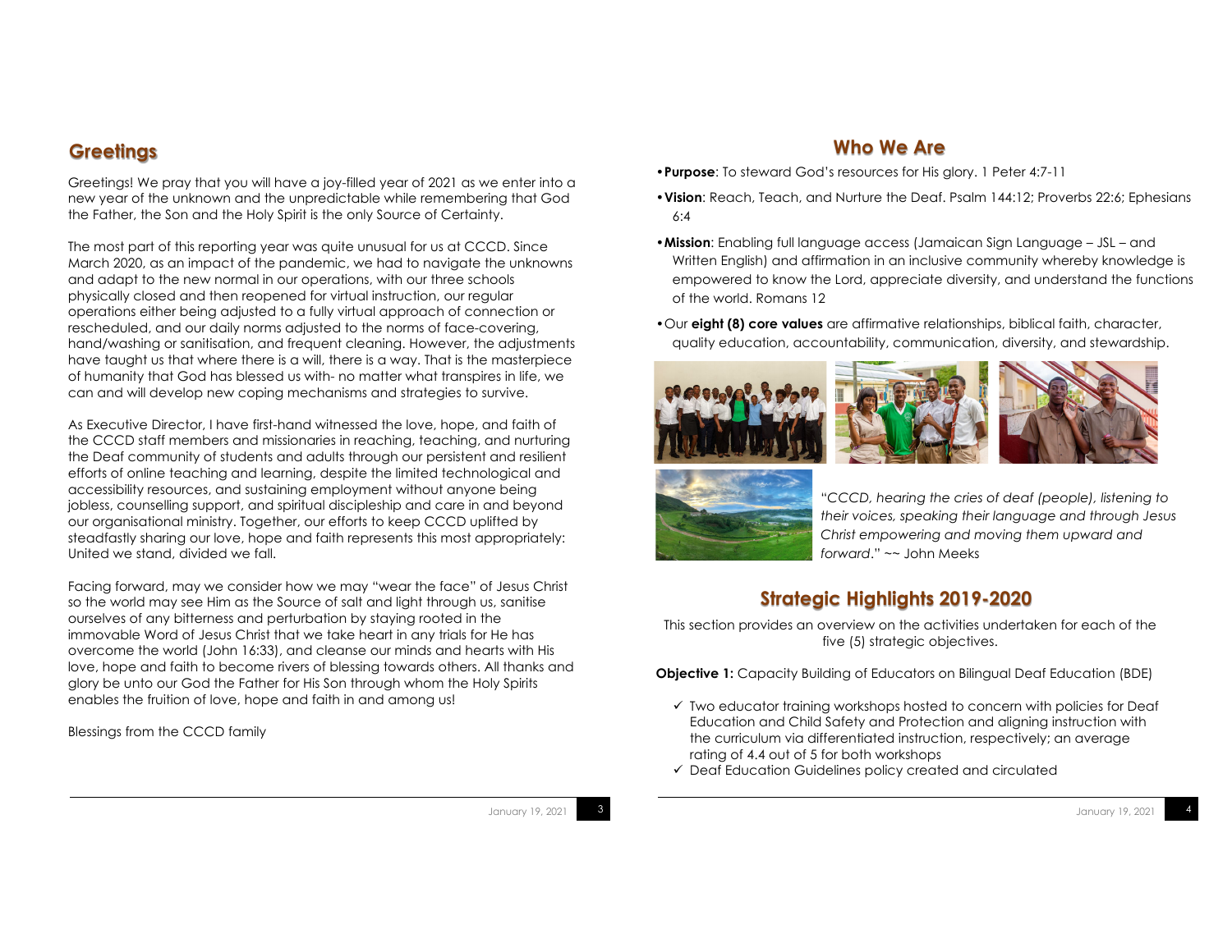## Greetings

Greetings! We pray that you will have a joy-filled year of 2021 as we enter into a new year of the unknown and the unpredictable while remembering that God the Father, the Son and the Holy Spirit is the only Source of Certainty.

The most part of this reporting year was quite unusual for us at CCCD. Since March 2020, as an impact of the pandemic, we had to navigate the unknowns and adapt to the new normal in our operations, with our three schools physically closed and then reopened for virtual instruction, our regular operations either being adjusted to a fully virtual approach of connection or rescheduled, and our daily norms adjusted to the norms of face-covering, hand/washing or sanitisation, and frequent cleaning. However, the adjustments have taught us that where there is a will, there is a way. That is the masterpiece of humanity that God has blessed us with- no matter what transpires in life, we can and will develop new coping mechanisms and strategies to survive.

As Executive Director, I have first-hand witnessed the love, hope, and faith of the CCCD staff members and missionaries in reaching, teaching, and nurturing the Deaf community of students and adults through our persistent and resilient efforts of online teaching and learning, despite the limited technological and accessibility resources, and sustaining employment without anyone being jobless, counselling support, and spiritual discipleship and care in and beyond our organisational ministry. Together, our efforts to keep CCCD uplifted by steadfastly sharing our love, hope and faith represents this most appropriately: United we stand, divided we fall.

Facing forward, may we consider how we may "wear the face" of Jesus Christ so the world may see Him as the Source of salt and light through us, sanitise ourselves of any bitterness and perturbation by staying rooted in the immovable Word of Jesus Christ that we take heart in any trials for He has overcome the world (John 16:33), and cleanse our minds and hearts with His love, hope and faith to become rivers of blessing towards others. All thanks and glory be unto our God the Father for His Son through whom the Holy Spirits enables the fruition of love, hope and faith in and among us!

Blessings from the CCCD family

## Who We Are

- **Purpose**: To steward God's resources for His glory. 1 Peter 4:7-11
- **Vision**: Reach, Teach, and Nurture the Deaf. Psalm 144:12; Proverbs 22:6; Ephesians 6:4
- **Mission**: Enabling full language access (Jamaican Sign Language – JSL – and Written English) and affirmation in an inclusive community whereby knowledge is empowered to know the Lord, appreciate diversity, and understand the functions of the world. Romans 12
- Our **eight (8) core values** are affirmative relationships, biblical faith, character, quality education, accountability, communication, diversity, and stewardship.

"*CCCD, hearing the cries of deaf (people), listening to their voices, speaking their language and through Jesus Christ empowering and moving them upward and forward*." ~~ John Meeks

## Strategic Highlights 2019-2020

This section provides an overview on the activities undertaken for each of the five (5) strategic objectives.

**Objective 1:** Capacity Building of Educators on Bilingual Deaf Education (BDE)

- ✓ Two educator training workshops hosted to concern with policies for Deaf Education and Child Safety and Protection and aligning instruction with the curriculum via differentiated instruction, respectively; an average rating of 4.4 out of 5 for both workshops
- ✓ Deaf Education Guidelines policy created and circulated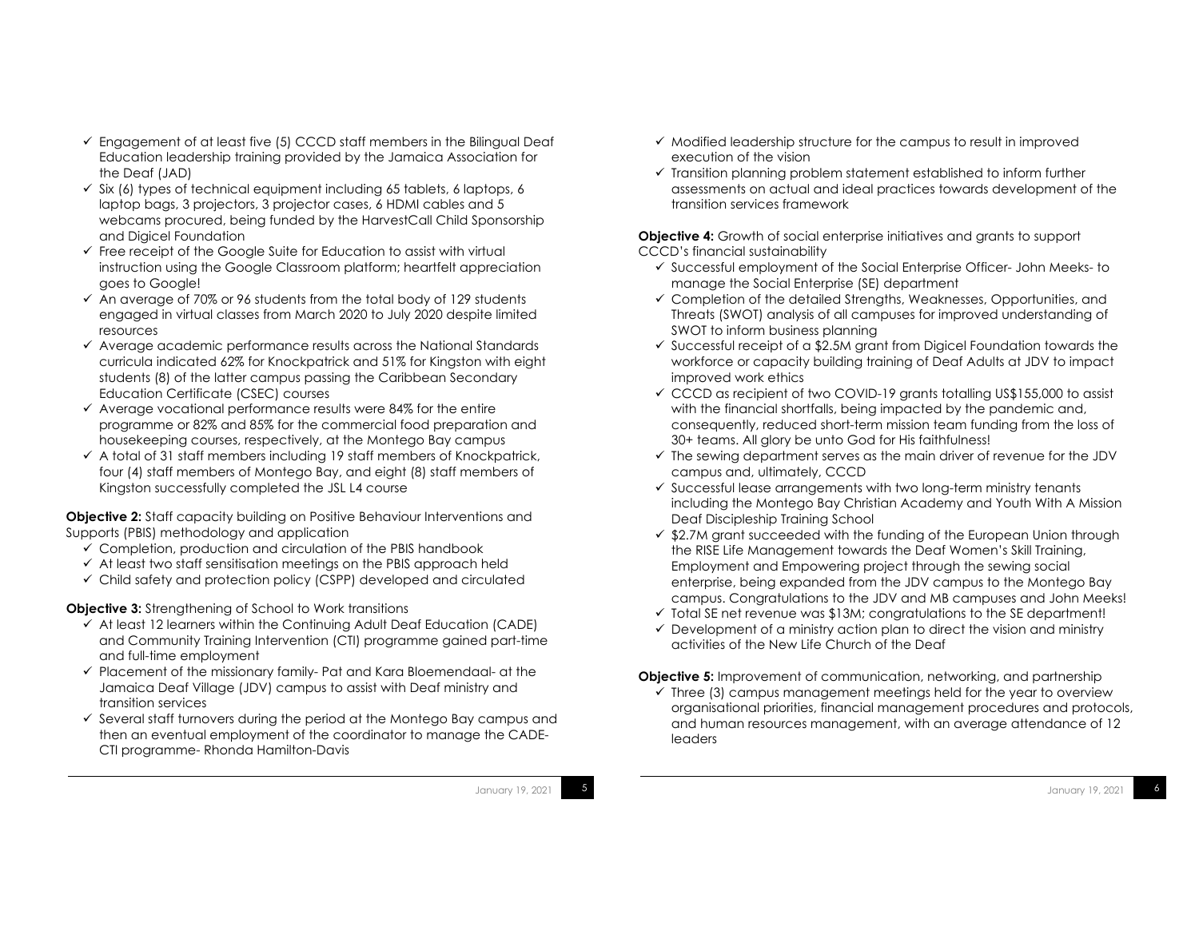- ✓ Engagement of at least five (5) CCCD staff members in the Bilingual Deaf Education leadership training provided by the Jamaica Association for the Deaf (JAD)
- ✓ Six (6) types of technical equipment including 65 tablets, 6 laptops, 6 laptop bags, 3 projectors, 3 projector cases, 6 HDMI cables and 5 webcams procured, being funded by the HarvestCall Child Sponsorship and Digicel Foundation
- ✓ Free receipt of the Google Suite for Education to assist with virtual instruction using the Google Classroom platform; heartfelt appreciation goes to Google!
- ✓ An average of 70% or 96 students from the total body of 129 students engaged in virtual classes from March 2020 to July 2020 despite limited resources
- ✓ Average academic performance results across the National Standards curricula indicated 62% for Knockpatrick and 51% for Kingston with eight students (8) of the latter campus passing the Caribbean Secondary Education Certificate (CSEC) courses
- ✓ Average vocational performance results were 84% for the entire programme or 82% and 85% for the commercial food preparation and housekeeping courses, respectively, at the Montego Bay campus
- ✓ A total of 31 staff members including 19 staff members of Knockpatrick, four (4) staff members of Montego Bay, and eight (8) staff members of Kingston successfully completed the JSL L4 course

**Objective 2:** Staff capacity building on Positive Behaviour Interventions and Supports (PBIS) methodology and application

- ✓ Completion, production and circulation of the PBIS handbook
- ✓ At least two staff sensitisation meetings on the PBIS approach held
- ✓ Child safety and protection policy (CSPP) developed and circulated

**Objective 3:** Strengthening of School to Work transitions

- ✓ At least 12 learners within the Continuing Adult Deaf Education (CADE) and Community Training Intervention (CTI) programme gained part-time and full-time employment
- ✓ Placement of the missionary family- Pat and Kara Bloemendaal- at the Jamaica Deaf Village (JDV) campus to assist with Deaf ministry and transition services
- ✓ Several staff turnovers during the period at the Montego Bay campus and then an eventual employment of the coordinator to manage the CADE-CTI programme- Rhonda Hamilton-Davis
- ✓ Modified leadership structure for the campus to result in improved execution of the vision
- ✓ Transition planning problem statement established to inform further assessments on actual and ideal practices towards development of the transition services framework

**Objective 4:** Growth of social enterprise initiatives and grants to support CCCD's financial sustainability

- ✓ Successful employment of the Social Enterprise Officer- John Meeks- to manage the Social Enterprise (SE) department
- ✓ Completion of the detailed Strengths, Weaknesses, Opportunities, and Threats (SWOT) analysis of all campuses for improved understanding of SWOT to inform business planning
- ✓ Successful receipt of a $2.5M grant from Digicel Foundation towards the workforce or capacity building training of Deaf Adults at JDV to impact improved work ethics
- ✓ CCCD as recipient of two COVID-19 grants totalling US$155,000 to assist with the financial shortfalls, being impacted by the pandemic and, consequently, reduced short-term mission team funding from the loss of 30+ teams. All glory be unto God for His faithfulness!
- ✓ The sewing department serves as the main driver of revenue for the JDV campus and, ultimately, CCCD
- ✓ Successful lease arrangements with two long-term ministry tenants including the Montego Bay Christian Academy and Youth With A Mission Deaf Discipleship Training School
- ✓ $2.7M grant succeeded with the funding of the European Union through the RISE Life Management towards the Deaf Women's Skill Training, Employment and Empowering project through the sewing social enterprise, being expanded from the JDV campus to the Montego Bay campus. Congratulations to the JDV and MB campuses and John Meeks!
- ✓ Total SE net revenue was $13M; congratulations to the SE department!
- ✓ Development of a ministry action plan to direct the vision and ministry activities of the New Life Church of the Deaf

**Objective 5:** Improvement of communication, networking, and partnership

- ✓ Three (3) campus management meetings held for the year to overview organisational priorities, financial management procedures and protocols, and human resources management, with an average attendance of 12 leaders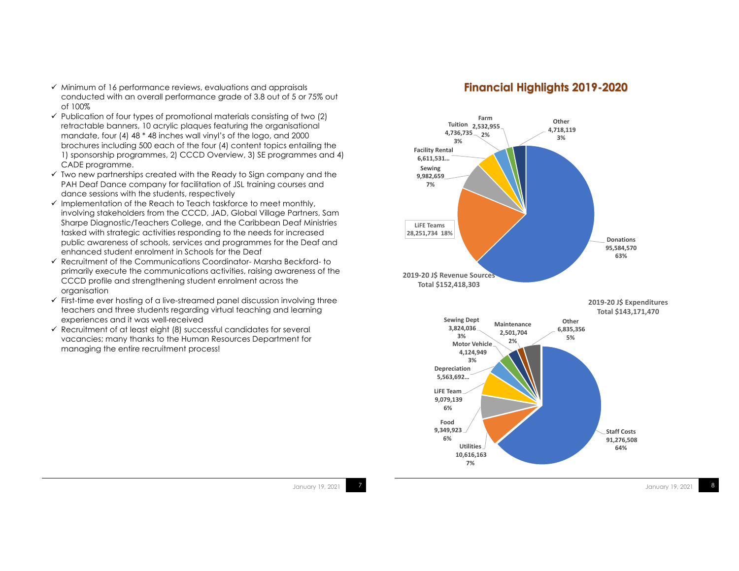- ✓ Minimum of 16 performance reviews, evaluations and appraisals conducted with an overall performance grade of 3.8 out of 5 or 75% out of 100%
- ✓ Publication of four types of promotional materials consisting of two (2) retractable banners, 10 acrylic plaques featuring the organisational mandate, four (4) 48 * 48 inches wall vinyl's of the logo, and 2000 brochures including 500 each of the four (4) content topics entailing the 1) sponsorship programmes, 2) CCCD Overview, 3) SE programmes and 4) CADE programme.
- ✓ Two new partnerships created with the Ready to Sign company and the PAH Deaf Dance company for facilitation of JSL training courses and dance sessions with the students, respectively
- ✓ Implementation of the Reach to Teach taskforce to meet monthly, involving stakeholders from the CCCD, JAD, Global Village Partners, Sam Sharpe Diagnostic/Teachers College, and the Caribbean Deaf Ministries tasked with strategic activities responding to the needs for increased public awareness of schools, services and programmes for the Deaf and enhanced student enrolment in Schools for the Deaf
- ✓ Recruitment of the Communications Coordinator- Marsha Beckford- to primarily execute the communications activities, raising awareness of the CCCD profile and strengthening student enrolment across the organisation
- ✓ First-time ever hosting of a live-streamed panel discussion involving three teachers and three students regarding virtual teaching and learning experiences and it was well-received
- ✓ Recruitment of at least eight (8) successful candidates for several vacancies; many thanks to the Human Resources Department for managing the entire recruitment process!

## Financial Highlights 2019-2020

**2019-20 J$ Revenue Sources**
**Total $152,418,303**

| Source | Amount | % |
|---|---|---|
| Donations | 95,584,570 | 63% |
| LiFE Teams | 28,251,734 | 18% |
| Sewing | 9,982,659 | 7% |
| Facility Rental | 6,611,531… | |
| Tuition | 4,736,735 | 3% |
| Farm | 2,532,955 | 2% |
| Other | 4,718,119 | 3% |

**2019-20 J$ Expenditures**
**Total $143,171,470**

| Expenditure | Amount | % |
|---|---|---|
| Staff Costs | 91,276,508 | 64% |
| Utilities | 10,616,163 | 7% |
| Food | 9,349,923 | 6% |
| LiFE Team | 9,079,139 | 6% |
| Depreciation | 5,563,692… | |
| Motor Vehicle | 4,124,949 | 3% |
| Sewing Dept | 3,824,036 | 3% |
| Maintenance | 2,501,704 | 2% |
| Other | 6,835,356 | 5% |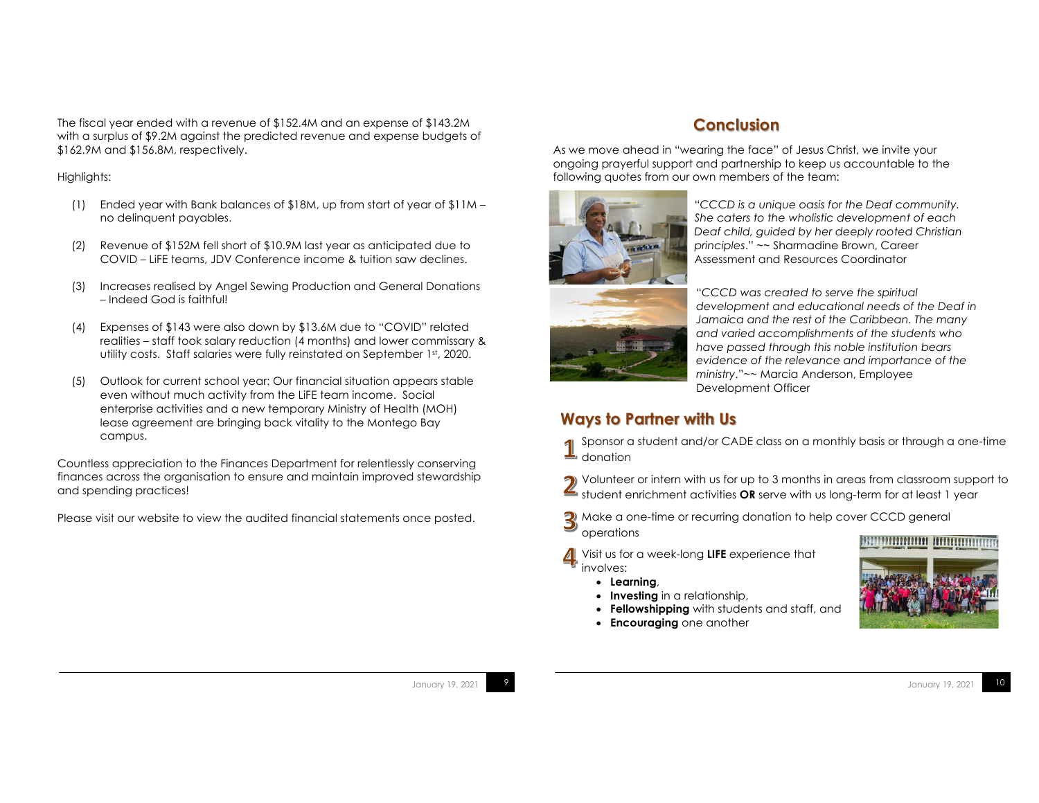The fiscal year ended with a revenue of $152.4M and an expense of $143.2M with a surplus of $9.2M against the predicted revenue and expense budgets of $162.9M and $156.8M, respectively.

Highlights:

(1) Ended year with Bank balances of $18M, up from start of year of $11M – no delinquent payables.

(2) Revenue of $152M fell short of $10.9M last year as anticipated due to COVID – LiFE teams, JDV Conference income & tuition saw declines.

(3) Increases realised by Angel Sewing Production and General Donations – Indeed God is faithful!

(4) Expenses of $143 were also down by $13.6M due to "COVID" related realities – staff took salary reduction (4 months) and lower commissary & utility costs. Staff salaries were fully reinstated on September 1st, 2020.

(5) Outlook for current school year: Our financial situation appears stable even without much activity from the LiFE team income. Social enterprise activities and a new temporary Ministry of Health (MOH) lease agreement are bringing back vitality to the Montego Bay campus.

Countless appreciation to the Finances Department for relentlessly conserving finances across the organisation to ensure and maintain improved stewardship and spending practices!

Please visit our website to view the audited financial statements once posted.

## Conclusion

As we move ahead in "wearing the face" of Jesus Christ, we invite your ongoing prayerful support and partnership to keep us accountable to the following quotes from our own members of the team:

"*CCCD is a unique oasis for the Deaf community. She caters to the wholistic development of each Deaf child, guided by her deeply rooted Christian principles*." ~~ Sharmadine Brown, Career Assessment and Resources Coordinator

"*CCCD was created to serve the spiritual development and educational needs of the Deaf in Jamaica and the rest of the Caribbean. The many and varied accomplishments of the students who have passed through this noble institution bears evidence of the relevance and importance of the ministry*."~~ Marcia Anderson, Employee Development Officer

## Ways to Partner with Us

1. Sponsor a student and/or CADE class on a monthly basis or through a one-time donation

2. Volunteer or intern with us for up to 3 months in areas from classroom support to student enrichment activities **OR** serve with us long-term for at least 1 year

3. Make a one-time or recurring donation to help cover CCCD general operations

4. Visit us for a week-long **LIFE** experience that involves:
   - **Learning**,
   - **Investing** in a relationship,
   - **Fellowshipping** with students and staff, and
   - **Encouraging** one another